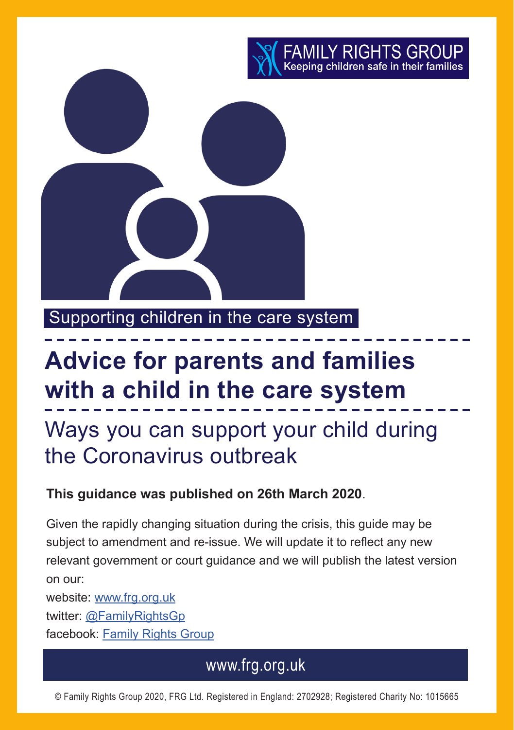FAMILY RIGHTS GROUP
Keeping children safe in their families

Supporting children in the care system

# Advice for parents and families with a child in the care system

## Ways you can support your child during the Coronavirus outbreak

**This guidance was published on 26th March 2020**.

Given the rapidly changing situation during the crisis, this guide may be subject to amendment and re-issue. We will update it to reflect any new relevant government or court guidance and we will publish the latest version on our:

website: [www.frg.org.uk](http://www.frg.org.uk)
twitter: [@FamilyRightsGp](https://twitter.com/FamilyRightsGp)
facebook: [Family Rights Group](https://www.facebook.com)

www.frg.org.uk

© Family Rights Group 2020, FRG Ltd. Registered in England: 2702928; Registered Charity No: 1015665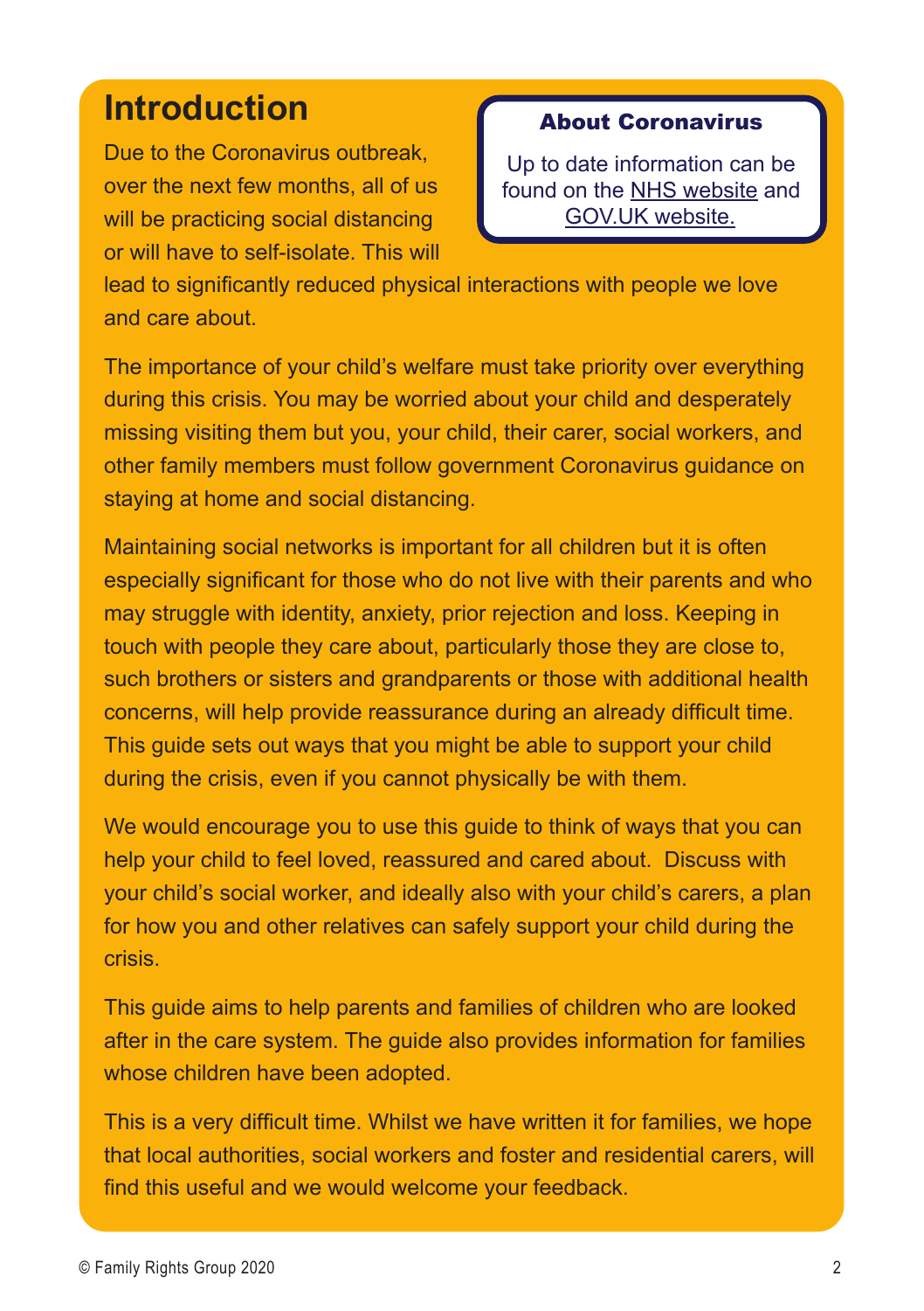# Introduction

> **About Coronavirus**
>
> Up to date information can be found on the NHS website and GOV.UK website.

Due to the Coronavirus outbreak, over the next few months, all of us will be practicing social distancing or will have to self-isolate. This will lead to significantly reduced physical interactions with people we love and care about.

The importance of your child's welfare must take priority over everything during this crisis. You may be worried about your child and desperately missing visiting them but you, your child, their carer, social workers, and other family members must follow government Coronavirus guidance on staying at home and social distancing.

Maintaining social networks is important for all children but it is often especially significant for those who do not live with their parents and who may struggle with identity, anxiety, prior rejection and loss. Keeping in touch with people they care about, particularly those they are close to, such brothers or sisters and grandparents or those with additional health concerns, will help provide reassurance during an already difficult time. This guide sets out ways that you might be able to support your child during the crisis, even if you cannot physically be with them.

We would encourage you to use this guide to think of ways that you can help your child to feel loved, reassured and cared about. Discuss with your child's social worker, and ideally also with your child's carers, a plan for how you and other relatives can safely support your child during the crisis.

This guide aims to help parents and families of children who are looked after in the care system. The guide also provides information for families whose children have been adopted.

This is a very difficult time. Whilst we have written it for families, we hope that local authorities, social workers and foster and residential carers, will find this useful and we would welcome your feedback.

© Family Rights Group 2020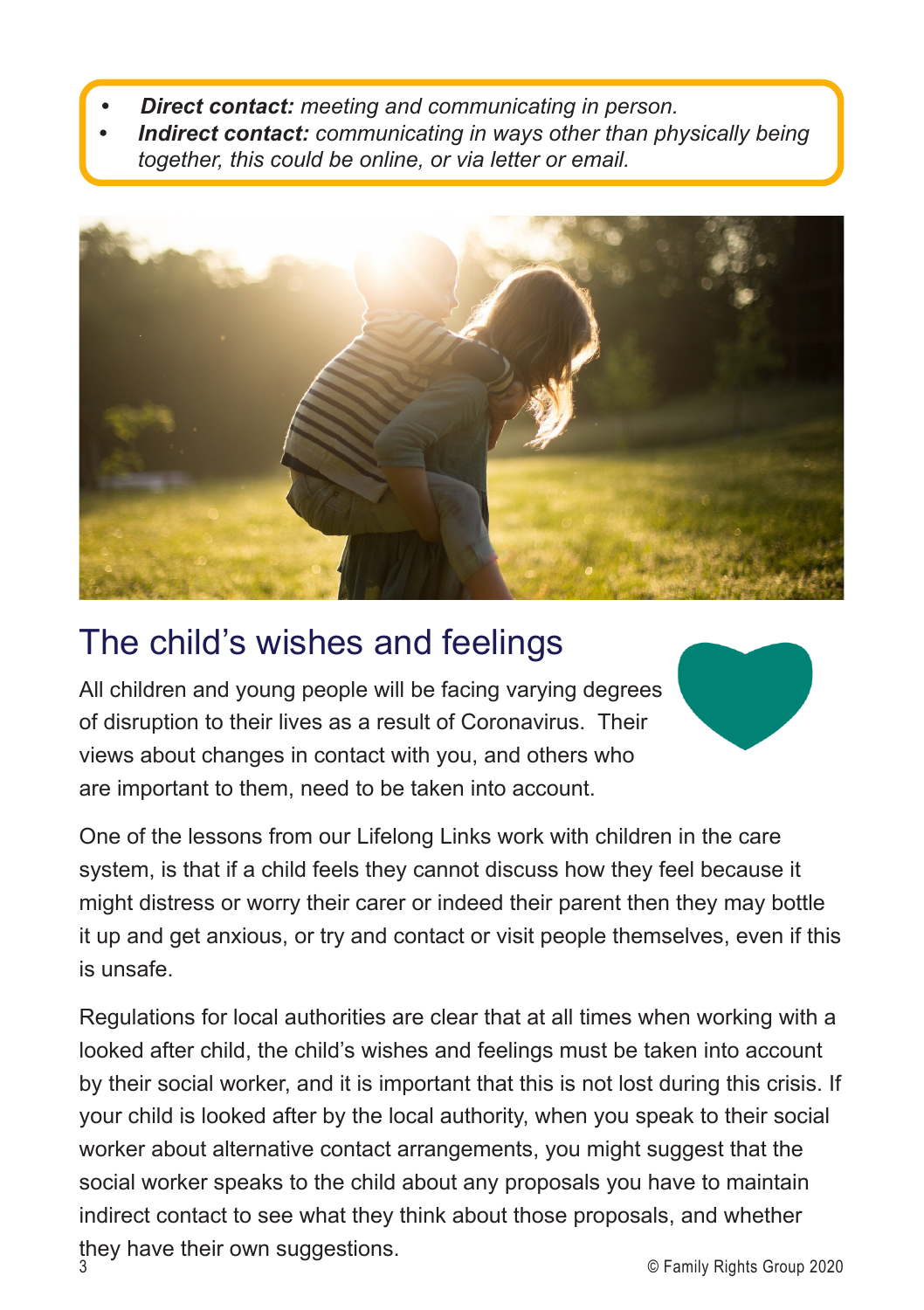- ***Direct contact:*** *meeting and communicating in person.*
- ***Indirect contact:*** *communicating in ways other than physically being together, this could be online, or via letter or email.*

## The child's wishes and feelings

All children and young people will be facing varying degrees of disruption to their lives as a result of Coronavirus. Their views about changes in contact with you, and others who are important to them, need to be taken into account.

One of the lessons from our Lifelong Links work with children in the care system, is that if a child feels they cannot discuss how they feel because it might distress or worry their carer or indeed their parent then they may bottle it up and get anxious, or try and contact or visit people themselves, even if this is unsafe.

Regulations for local authorities are clear that at all times when working with a looked after child, the child's wishes and feelings must be taken into account by their social worker, and it is important that this is not lost during this crisis. If your child is looked after by the local authority, when you speak to their social worker about alternative contact arrangements, you might suggest that the social worker speaks to the child about any proposals you have to maintain indirect contact to see what they think about those proposals, and whether they have their own suggestions.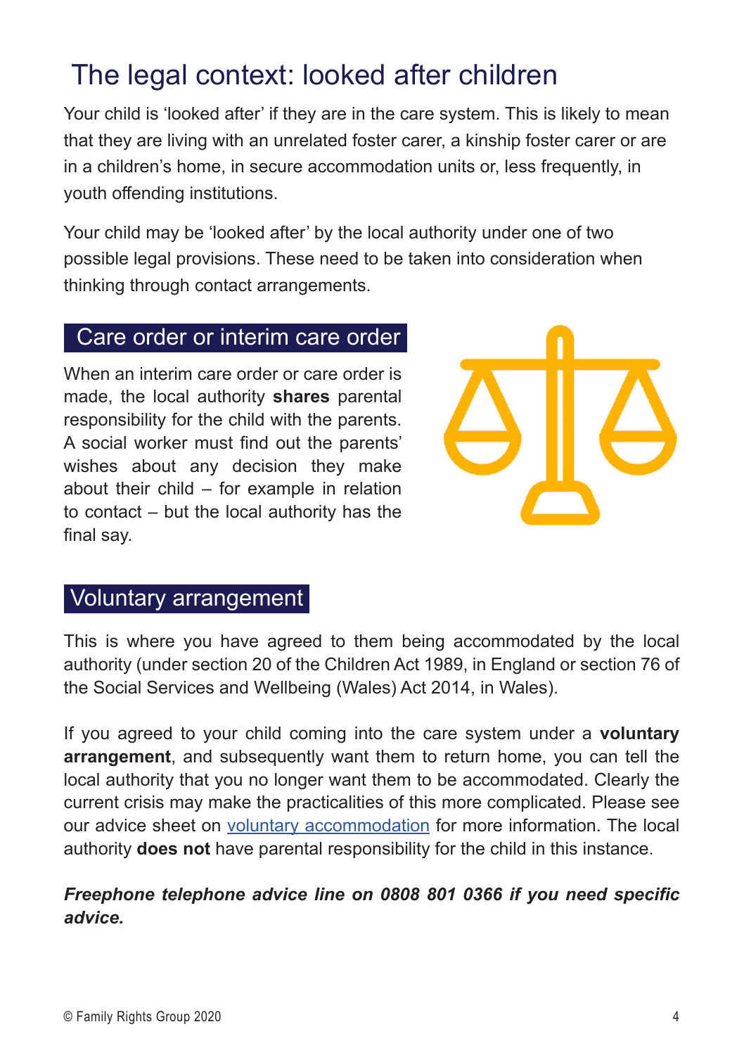# The legal context: looked after children

Your child is 'looked after' if they are in the care system. This is likely to mean that they are living with an unrelated foster carer, a kinship foster carer or are in a children's home, in secure accommodation units or, less frequently, in youth offending institutions.

Your child may be 'looked after' by the local authority under one of two possible legal provisions. These need to be taken into consideration when thinking through contact arrangements.

## Care order or interim care order

When an interim care order or care order is made, the local authority **shares** parental responsibility for the child with the parents. A social worker must find out the parents' wishes about any decision they make about their child – for example in relation to contact – but the local authority has the final say.

## Voluntary arrangement

This is where you have agreed to them being accommodated by the local authority (under section 20 of the Children Act 1989, in England or section 76 of the Social Services and Wellbeing (Wales) Act 2014, in Wales).

If you agreed to your child coming into the care system under a **voluntary arrangement**, and subsequently want them to return home, you can tell the local authority that you no longer want them to be accommodated. Clearly the current crisis may make the practicalities of this more complicated. Please see our advice sheet on voluntary accommodation for more information. The local authority **does not** have parental responsibility for the child in this instance.

***Freephone telephone advice line on 0808 801 0366 if you need specific advice.***

© Family Rights Group 2020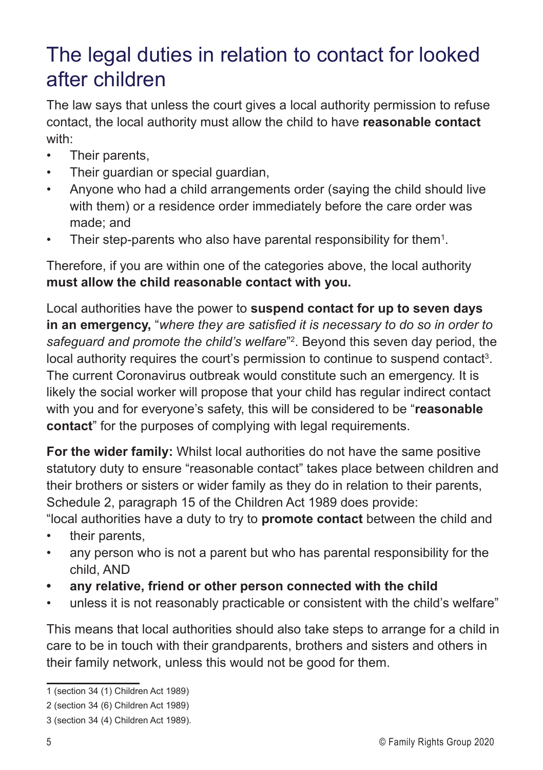# The legal duties in relation to contact for looked after children

The law says that unless the court gives a local authority permission to refuse contact, the local authority must allow the child to have **reasonable contact** with:

- Their parents,
- Their guardian or special guardian,
- Anyone who had a child arrangements order (saying the child should live with them) or a residence order immediately before the care order was made; and
- Their step-parents who also have parental responsibility for them[1].

Therefore, if you are within one of the categories above, the local authority **must allow the child reasonable contact with you.**

Local authorities have the power to **suspend contact for up to seven days in an emergency,** "*where they are satisfied it is necessary to do so in order to safeguard and promote the child's welfare*"[2]. Beyond this seven day period, the local authority requires the court's permission to continue to suspend contact[3]. The current Coronavirus outbreak would constitute such an emergency. It is likely the social worker will propose that your child has regular indirect contact with you and for everyone's safety, this will be considered to be "**reasonable contact**" for the purposes of complying with legal requirements.

**For the wider family:** Whilst local authorities do not have the same positive statutory duty to ensure "reasonable contact" takes place between children and their brothers or sisters or wider family as they do in relation to their parents, Schedule 2, paragraph 15 of the Children Act 1989 does provide:

"local authorities have a duty to try to **promote contact** between the child and

- their parents,
- any person who is not a parent but who has parental responsibility for the child, AND
- **any relative, friend or other person connected with the child**
- unless it is not reasonably practicable or consistent with the child's welfare"

This means that local authorities should also take steps to arrange for a child in care to be in touch with their grandparents, brothers and sisters and others in their family network, unless this would not be good for them.

---

1 (section 34 (1) Children Act 1989)

2 (section 34 (6) Children Act 1989)

3 (section 34 (4) Children Act 1989).

© Family Rights Group 2020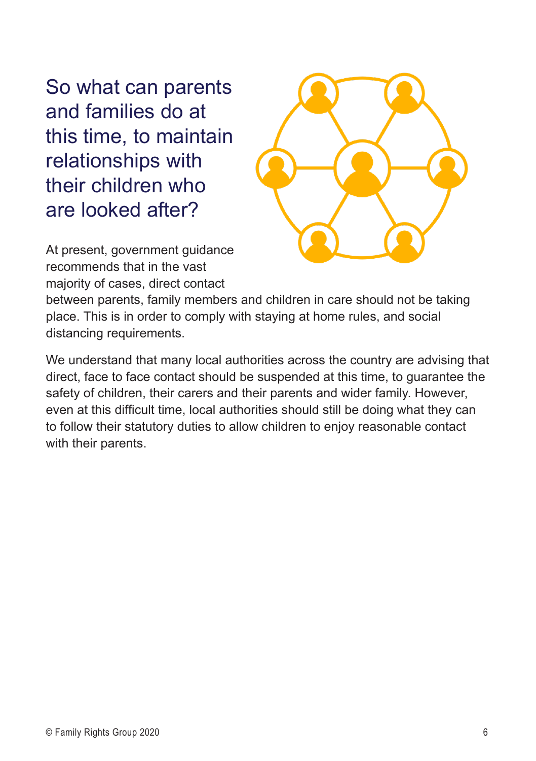## So what can parents and families do at this time, to maintain relationships with their children who are looked after?

At present, government guidance recommends that in the vast majority of cases, direct contact between parents, family members and children in care should not be taking place. This is in order to comply with staying at home rules, and social distancing requirements.

We understand that many local authorities across the country are advising that direct, face to face contact should be suspended at this time, to guarantee the safety of children, their carers and their parents and wider family. However, even at this difficult time, local authorities should still be doing what they can to follow their statutory duties to allow children to enjoy reasonable contact with their parents.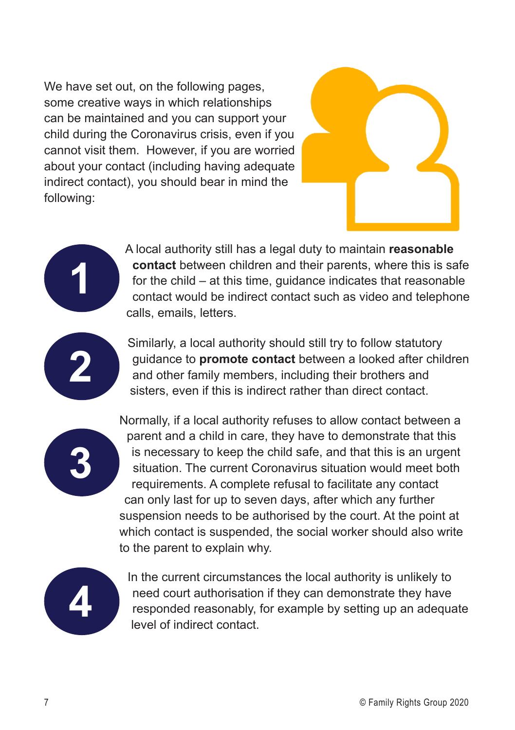We have set out, on the following pages, some creative ways in which relationships can be maintained and you can support your child during the Coronavirus crisis, even if you cannot visit them. However, if you are worried about your contact (including having adequate indirect contact), you should bear in mind the following:

1. A local authority still has a legal duty to maintain **reasonable contact** between children and their parents, where this is safe for the child – at this time, guidance indicates that reasonable contact would be indirect contact such as video and telephone calls, emails, letters.

2. Similarly, a local authority should still try to follow statutory guidance to **promote contact** between a looked after children and other family members, including their brothers and sisters, even if this is indirect rather than direct contact.

3. Normally, if a local authority refuses to allow contact between a parent and a child in care, they have to demonstrate that this is necessary to keep the child safe, and that this is an urgent situation. The current Coronavirus situation would meet both requirements. A complete refusal to facilitate any contact can only last for up to seven days, after which any further suspension needs to be authorised by the court. At the point at which contact is suspended, the social worker should also write to the parent to explain why.

4. In the current circumstances the local authority is unlikely to need court authorisation if they can demonstrate they have responded reasonably, for example by setting up an adequate level of indirect contact.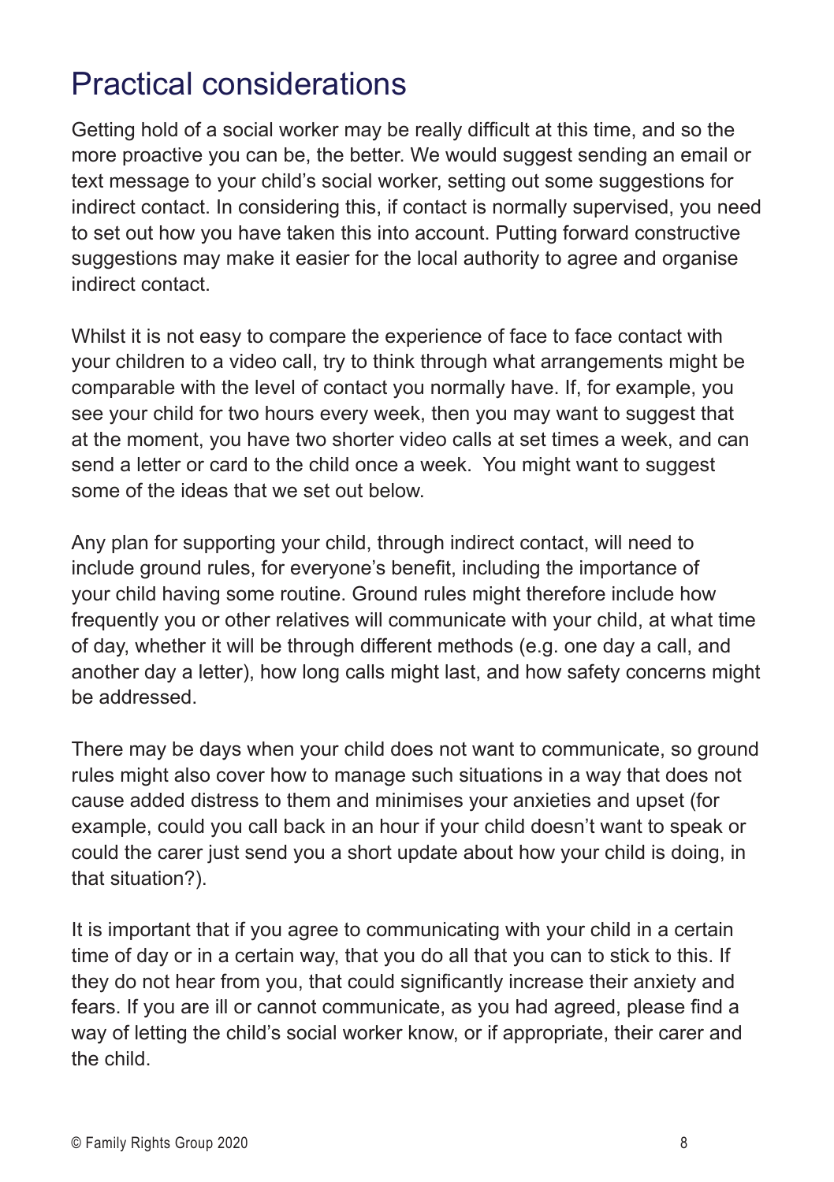# Practical considerations

Getting hold of a social worker may be really difficult at this time, and so the more proactive you can be, the better. We would suggest sending an email or text message to your child's social worker, setting out some suggestions for indirect contact. In considering this, if contact is normally supervised, you need to set out how you have taken this into account. Putting forward constructive suggestions may make it easier for the local authority to agree and organise indirect contact.

Whilst it is not easy to compare the experience of face to face contact with your children to a video call, try to think through what arrangements might be comparable with the level of contact you normally have. If, for example, you see your child for two hours every week, then you may want to suggest that at the moment, you have two shorter video calls at set times a week, and can send a letter or card to the child once a week. You might want to suggest some of the ideas that we set out below.

Any plan for supporting your child, through indirect contact, will need to include ground rules, for everyone's benefit, including the importance of your child having some routine. Ground rules might therefore include how frequently you or other relatives will communicate with your child, at what time of day, whether it will be through different methods (e.g. one day a call, and another day a letter), how long calls might last, and how safety concerns might be addressed.

There may be days when your child does not want to communicate, so ground rules might also cover how to manage such situations in a way that does not cause added distress to them and minimises your anxieties and upset (for example, could you call back in an hour if your child doesn't want to speak or could the carer just send you a short update about how your child is doing, in that situation?).

It is important that if you agree to communicating with your child in a certain time of day or in a certain way, that you do all that you can to stick to this. If they do not hear from you, that could significantly increase their anxiety and fears. If you are ill or cannot communicate, as you had agreed, please find a way of letting the child's social worker know, or if appropriate, their carer and the child.

© Family Rights Group 2020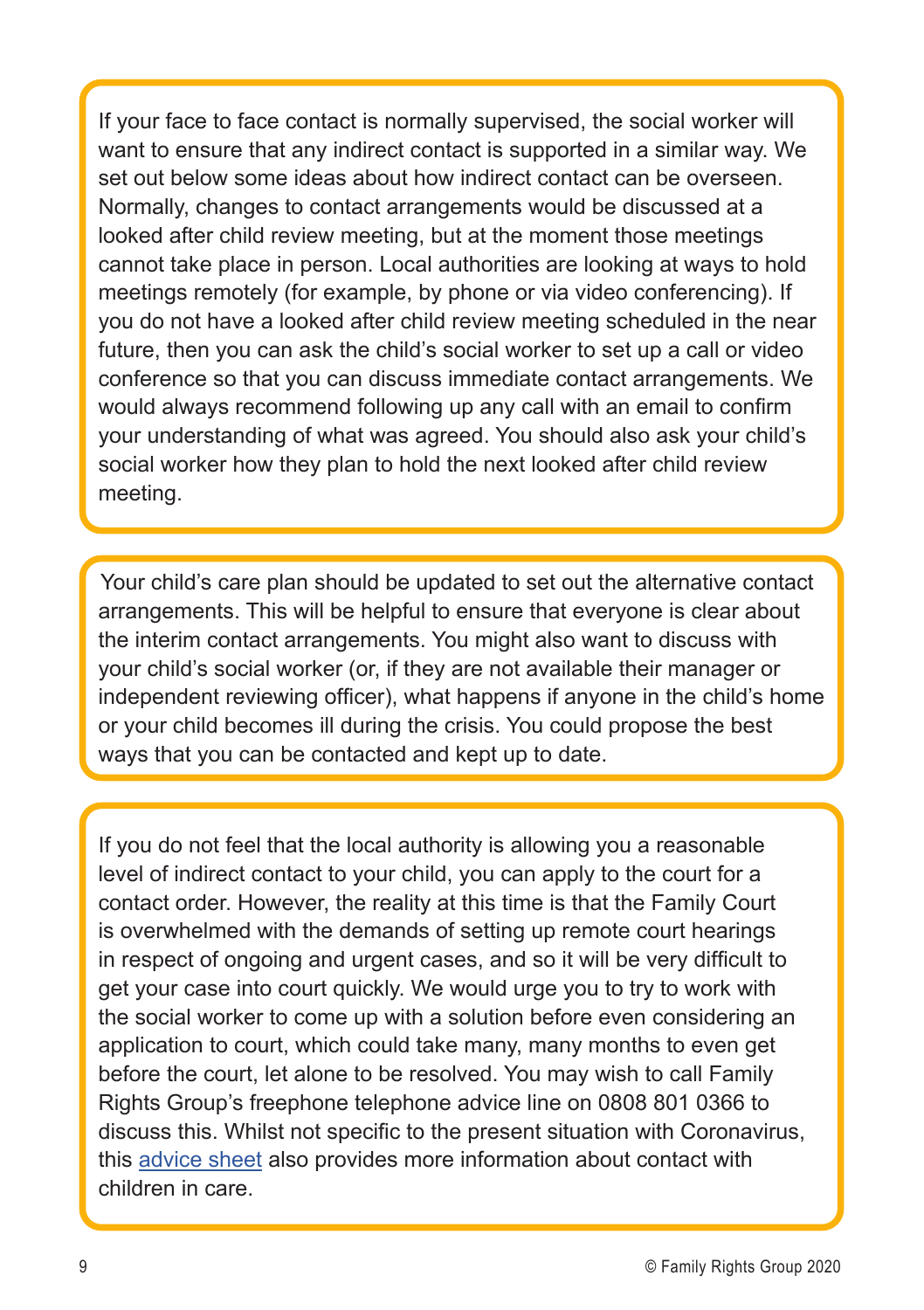If your face to face contact is normally supervised, the social worker will want to ensure that any indirect contact is supported in a similar way. We set out below some ideas about how indirect contact can be overseen. Normally, changes to contact arrangements would be discussed at a looked after child review meeting, but at the moment those meetings cannot take place in person. Local authorities are looking at ways to hold meetings remotely (for example, by phone or via video conferencing). If you do not have a looked after child review meeting scheduled in the near future, then you can ask the child's social worker to set up a call or video conference so that you can discuss immediate contact arrangements. We would always recommend following up any call with an email to confirm your understanding of what was agreed. You should also ask your child's social worker how they plan to hold the next looked after child review meeting.

Your child's care plan should be updated to set out the alternative contact arrangements. This will be helpful to ensure that everyone is clear about the interim contact arrangements. You might also want to discuss with your child's social worker (or, if they are not available their manager or independent reviewing officer), what happens if anyone in the child's home or your child becomes ill during the crisis. You could propose the best ways that you can be contacted and kept up to date.

If you do not feel that the local authority is allowing you a reasonable level of indirect contact to your child, you can apply to the court for a contact order. However, the reality at this time is that the Family Court is overwhelmed with the demands of setting up remote court hearings in respect of ongoing and urgent cases, and so it will be very difficult to get your case into court quickly. We would urge you to try to work with the social worker to come up with a solution before even considering an application to court, which could take many, many months to even get before the court, let alone to be resolved. You may wish to call Family Rights Group's freephone telephone advice line on 0808 801 0366 to discuss this. Whilst not specific to the present situation with Coronavirus, this advice sheet also provides more information about contact with children in care.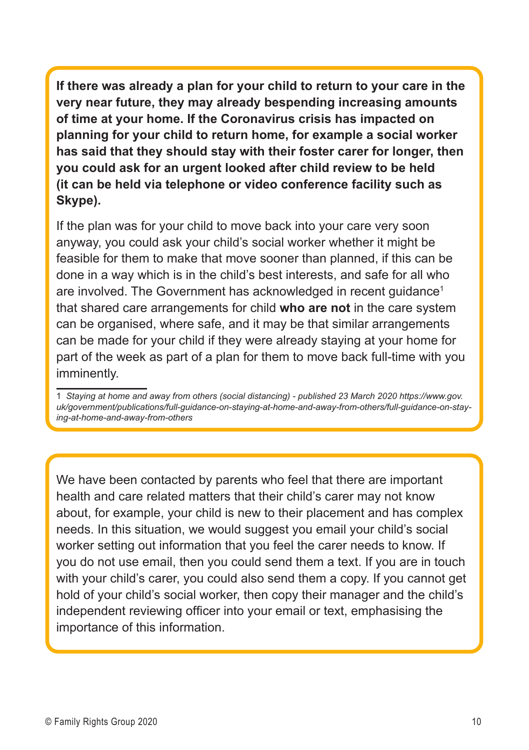**If there was already a plan for your child to return to your care in the very near future, they may already bespending increasing amounts of time at your home. If the Coronavirus crisis has impacted on planning for your child to return home, for example a social worker has said that they should stay with their foster carer for longer, then you could ask for an urgent looked after child review to be held (it can be held via telephone or video conference facility such as Skype).**

If the plan was for your child to move back into your care very soon anyway, you could ask your child's social worker whether it might be feasible for them to make that move sooner than planned, if this can be done in a way which is in the child's best interests, and safe for all who are involved. The Government has acknowledged in recent guidance[1] that shared care arrangements for child **who are not** in the care system can be organised, where safe, and it may be that similar arrangements can be made for your child if they were already staying at your home for part of the week as part of a plan for them to move back full-time with you imminently.

1 *Staying at home and away from others (social distancing) - published 23 March 2020 https://www.gov.uk/government/publications/full-guidance-on-staying-at-home-and-away-from-others/full-guidance-on-staying-at-home-and-away-from-others*

We have been contacted by parents who feel that there are important health and care related matters that their child's carer may not know about, for example, your child is new to their placement and has complex needs. In this situation, we would suggest you email your child's social worker setting out information that you feel the carer needs to know. If you do not use email, then you could send them a text. If you are in touch with your child's carer, you could also send them a copy. If you cannot get hold of your child's social worker, then copy their manager and the child's independent reviewing officer into your email or text, emphasising the importance of this information.

© Family Rights Group 2020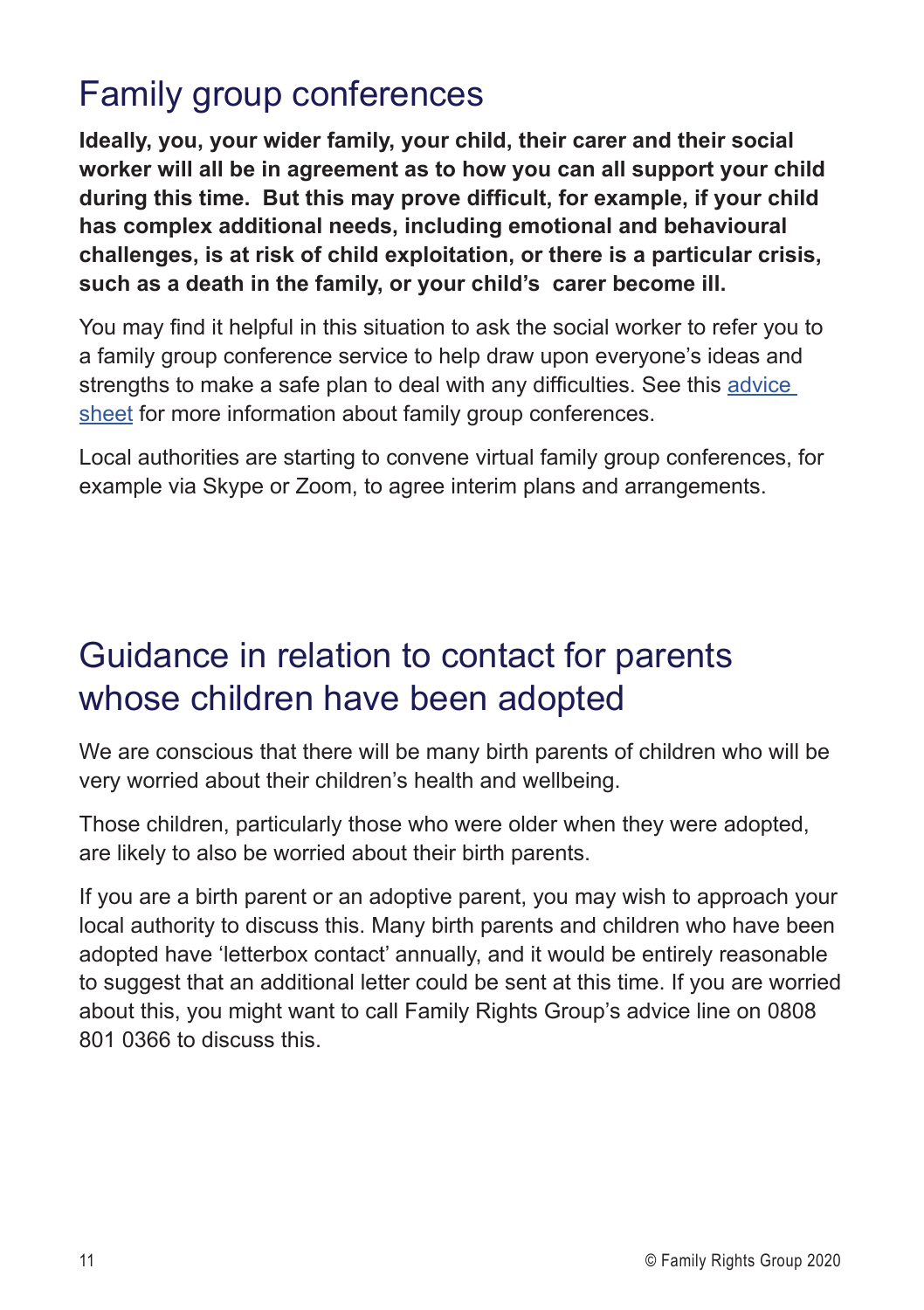# Family group conferences

**Ideally, you, your wider family, your child, their carer and their social worker will all be in agreement as to how you can all support your child during this time. But this may prove difficult, for example, if your child has complex additional needs, including emotional and behavioural challenges, is at risk of child exploitation, or there is a particular crisis, such as a death in the family, or your child's carer become ill.**

You may find it helpful in this situation to ask the social worker to refer you to a family group conference service to help draw upon everyone's ideas and strengths to make a safe plan to deal with any difficulties. See this advice sheet for more information about family group conferences.

Local authorities are starting to convene virtual family group conferences, for example via Skype or Zoom, to agree interim plans and arrangements.

# Guidance in relation to contact for parents whose children have been adopted

We are conscious that there will be many birth parents of children who will be very worried about their children's health and wellbeing.

Those children, particularly those who were older when they were adopted, are likely to also be worried about their birth parents.

If you are a birth parent or an adoptive parent, you may wish to approach your local authority to discuss this. Many birth parents and children who have been adopted have 'letterbox contact' annually, and it would be entirely reasonable to suggest that an additional letter could be sent at this time. If you are worried about this, you might want to call Family Rights Group's advice line on 0808 801 0366 to discuss this.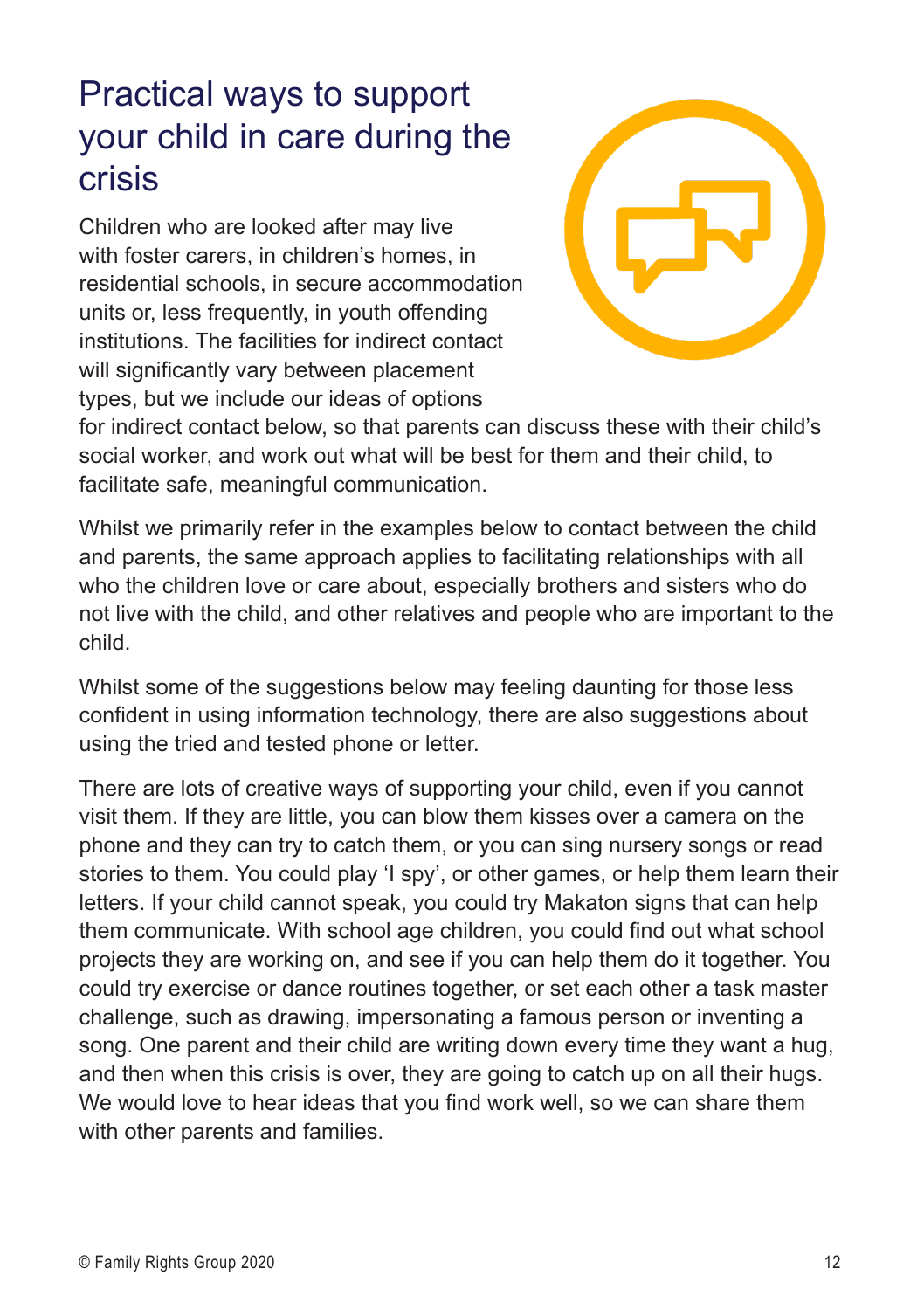# Practical ways to support your child in care during the crisis

Children who are looked after may live with foster carers, in children's homes, in residential schools, in secure accommodation units or, less frequently, in youth offending institutions. The facilities for indirect contact will significantly vary between placement types, but we include our ideas of options for indirect contact below, so that parents can discuss these with their child's social worker, and work out what will be best for them and their child, to facilitate safe, meaningful communication.

Whilst we primarily refer in the examples below to contact between the child and parents, the same approach applies to facilitating relationships with all who the children love or care about, especially brothers and sisters who do not live with the child, and other relatives and people who are important to the child.

Whilst some of the suggestions below may feeling daunting for those less confident in using information technology, there are also suggestions about using the tried and tested phone or letter.

There are lots of creative ways of supporting your child, even if you cannot visit them. If they are little, you can blow them kisses over a camera on the phone and they can try to catch them, or you can sing nursery songs or read stories to them. You could play 'I spy', or other games, or help them learn their letters. If your child cannot speak, you could try Makaton signs that can help them communicate. With school age children, you could find out what school projects they are working on, and see if you can help them do it together. You could try exercise or dance routines together, or set each other a task master challenge, such as drawing, impersonating a famous person or inventing a song. One parent and their child are writing down every time they want a hug, and then when this crisis is over, they are going to catch up on all their hugs. We would love to hear ideas that you find work well, so we can share them with other parents and families.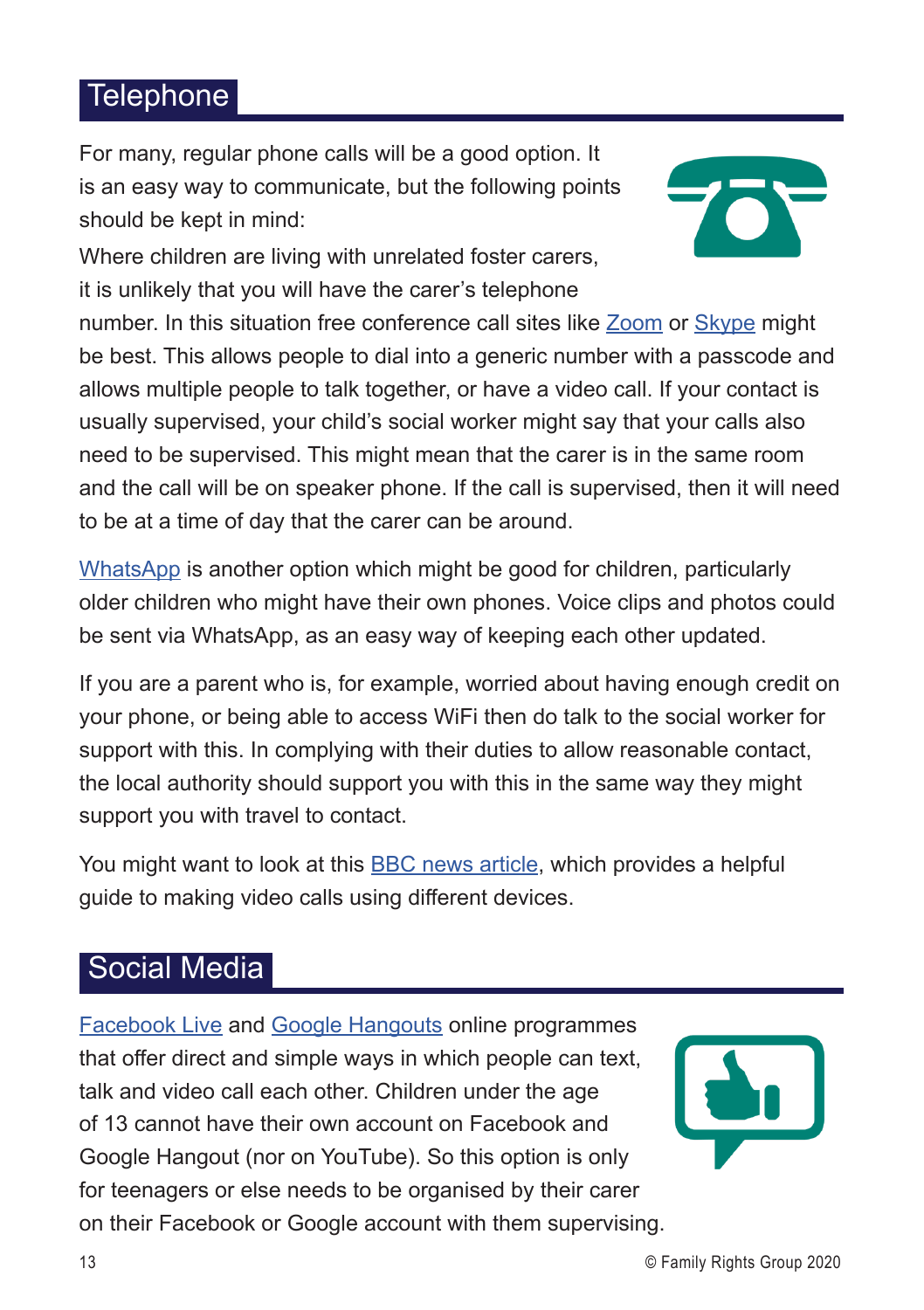## Telephone

For many, regular phone calls will be a good option. It is an easy way to communicate, but the following points should be kept in mind:

Where children are living with unrelated foster carers, it is unlikely that you will have the carer's telephone number. In this situation free conference call sites like Zoom or Skype might be best. This allows people to dial into a generic number with a passcode and allows multiple people to talk together, or have a video call. If your contact is usually supervised, your child's social worker might say that your calls also need to be supervised. This might mean that the carer is in the same room and the call will be on speaker phone. If the call is supervised, then it will need to be at a time of day that the carer can be around.

WhatsApp is another option which might be good for children, particularly older children who might have their own phones. Voice clips and photos could be sent via WhatsApp, as an easy way of keeping each other updated.

If you are a parent who is, for example, worried about having enough credit on your phone, or being able to access WiFi then do talk to the social worker for support with this. In complying with their duties to allow reasonable contact, the local authority should support you with this in the same way they might support you with travel to contact.

You might want to look at this BBC news article, which provides a helpful guide to making video calls using different devices.

## Social Media

Facebook Live and Google Hangouts online programmes that offer direct and simple ways in which people can text, talk and video call each other. Children under the age of 13 cannot have their own account on Facebook and Google Hangout (nor on YouTube). So this option is only for teenagers or else needs to be organised by their carer on their Facebook or Google account with them supervising.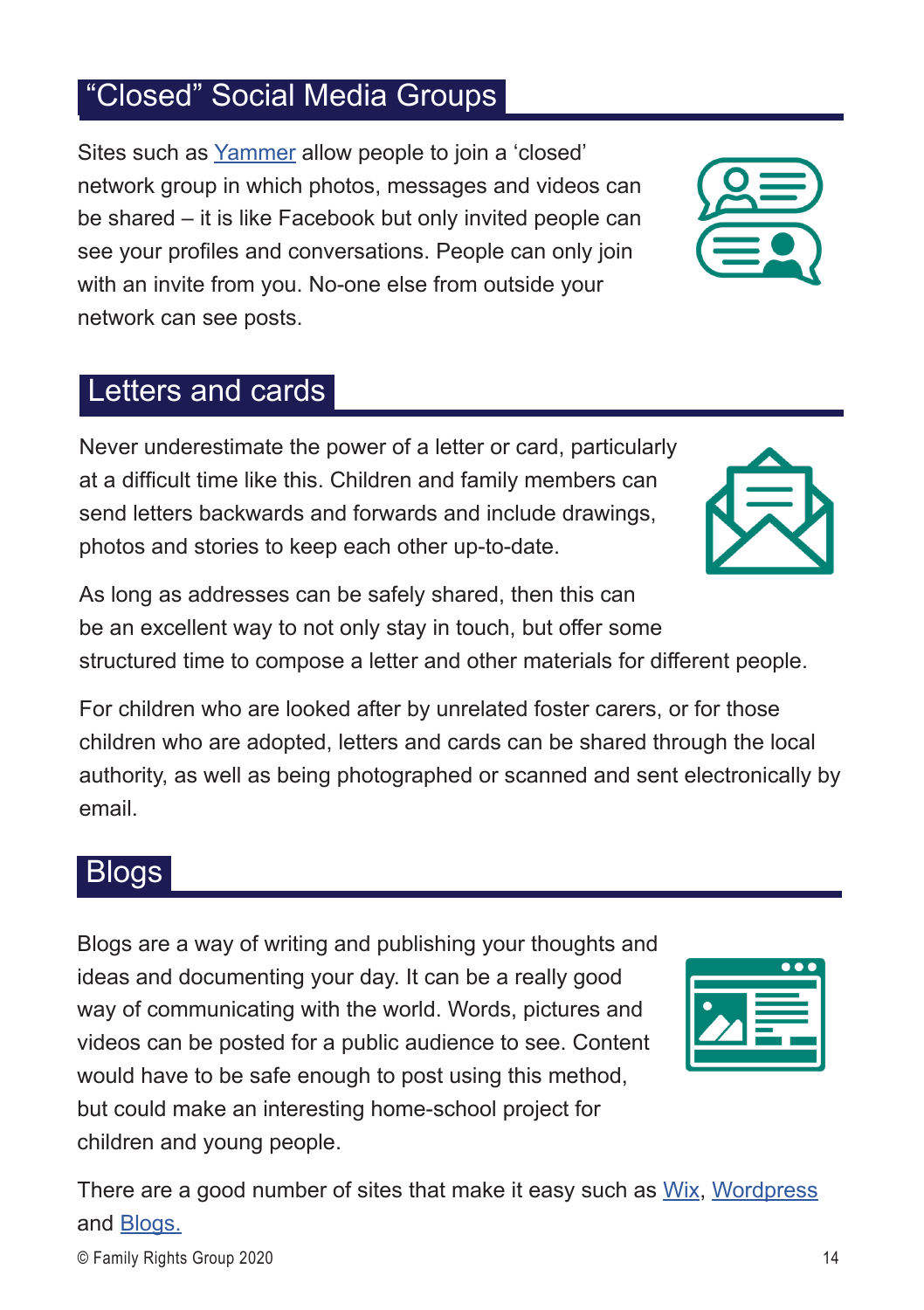## “Closed” Social Media Groups

Sites such as Yammer allow people to join a ‘closed’ network group in which photos, messages and videos can be shared – it is like Facebook but only invited people can see your profiles and conversations. People can only join with an invite from you. No-one else from outside your network can see posts.

## Letters and cards

Never underestimate the power of a letter or card, particularly at a difficult time like this. Children and family members can send letters backwards and forwards and include drawings, photos and stories to keep each other up-to-date.

As long as addresses can be safely shared, then this can be an excellent way to not only stay in touch, but offer some structured time to compose a letter and other materials for different people.

For children who are looked after by unrelated foster carers, or for those children who are adopted, letters and cards can be shared through the local authority, as well as being photographed or scanned and sent electronically by email.

## Blogs

Blogs are a way of writing and publishing your thoughts and ideas and documenting your day. It can be a really good way of communicating with the world. Words, pictures and videos can be posted for a public audience to see. Content would have to be safe enough to post using this method, but could make an interesting home-school project for children and young people.

There are a good number of sites that make it easy such as Wix, Wordpress and Blogs.

© Family Rights Group 2020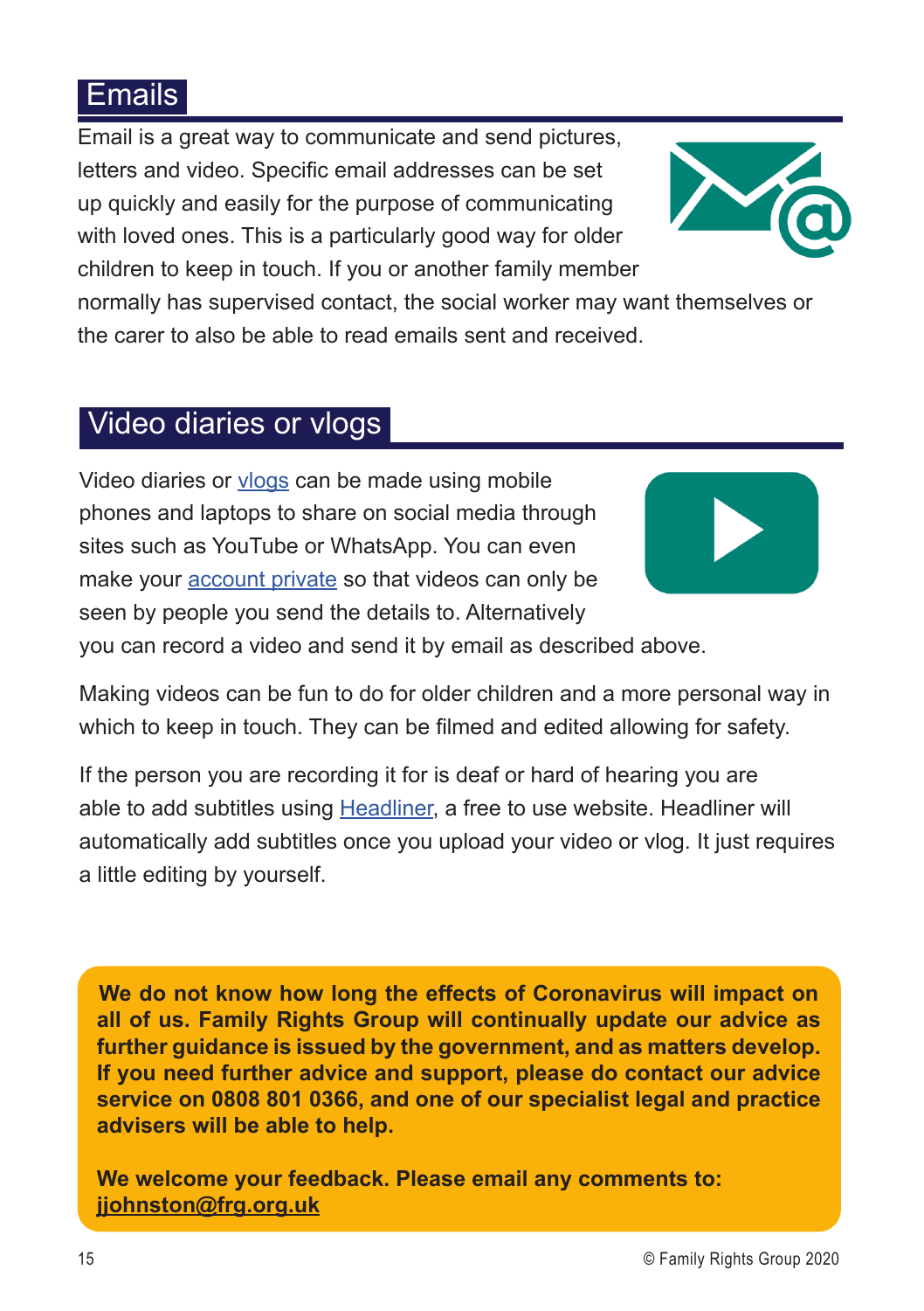## Emails

Email is a great way to communicate and send pictures, letters and video. Specific email addresses can be set up quickly and easily for the purpose of communicating with loved ones. This is a particularly good way for older children to keep in touch. If you or another family member normally has supervised contact, the social worker may want themselves or the carer to also be able to read emails sent and received.

## Video diaries or vlogs

Video diaries or vlogs can be made using mobile phones and laptops to share on social media through sites such as YouTube or WhatsApp. You can even make your account private so that videos can only be seen by people you send the details to. Alternatively you can record a video and send it by email as described above.

Making videos can be fun to do for older children and a more personal way in which to keep in touch. They can be filmed and edited allowing for safety.

If the person you are recording it for is deaf or hard of hearing you are able to add subtitles using Headliner, a free to use website. Headliner will automatically add subtitles once you upload your video or vlog. It just requires a little editing by yourself.

**We do not know how long the effects of Coronavirus will impact on all of us. Family Rights Group will continually update our advice as further guidance is issued by the government, and as matters develop. If you need further advice and support, please do contact our advice service on 0808 801 0366, and one of our specialist legal and practice advisers will be able to help.**

**We welcome your feedback. Please email any comments to: jjohnston@frg.org.uk**

© Family Rights Group 2020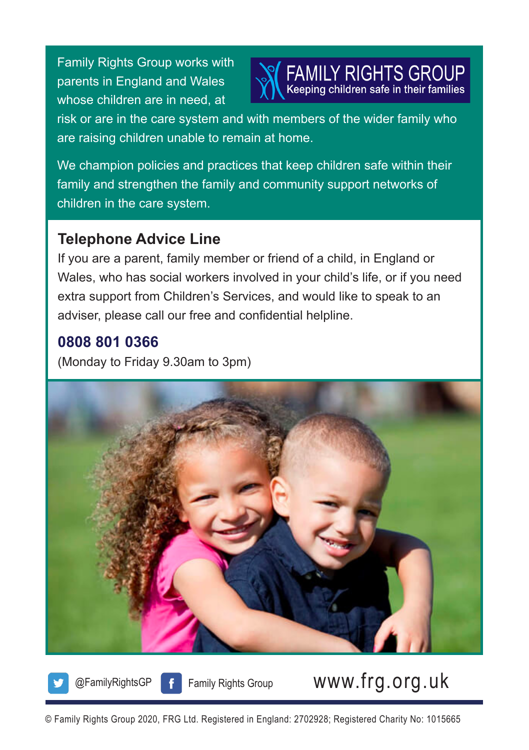Family Rights Group works with parents in England and Wales whose children are in need, at risk or are in the care system and with members of the wider family who are raising children unable to remain at home.

**FAMILY RIGHTS GROUP**
Keeping children safe in their families

We champion policies and practices that keep children safe within their family and strengthen the family and community support networks of children in the care system.

## Telephone Advice Line

If you are a parent, family member or friend of a child, in England or Wales, who has social workers involved in your child's life, or if you need extra support from Children's Services, and would like to speak to an adviser, please call our free and confidential helpline.

**0808 801 0366**

(Monday to Friday 9.30am to 3pm)

@FamilyRightsGP   Family Rights Group   www.frg.org.uk

© Family Rights Group 2020, FRG Ltd. Registered in England: 2702928; Registered Charity No: 1015665